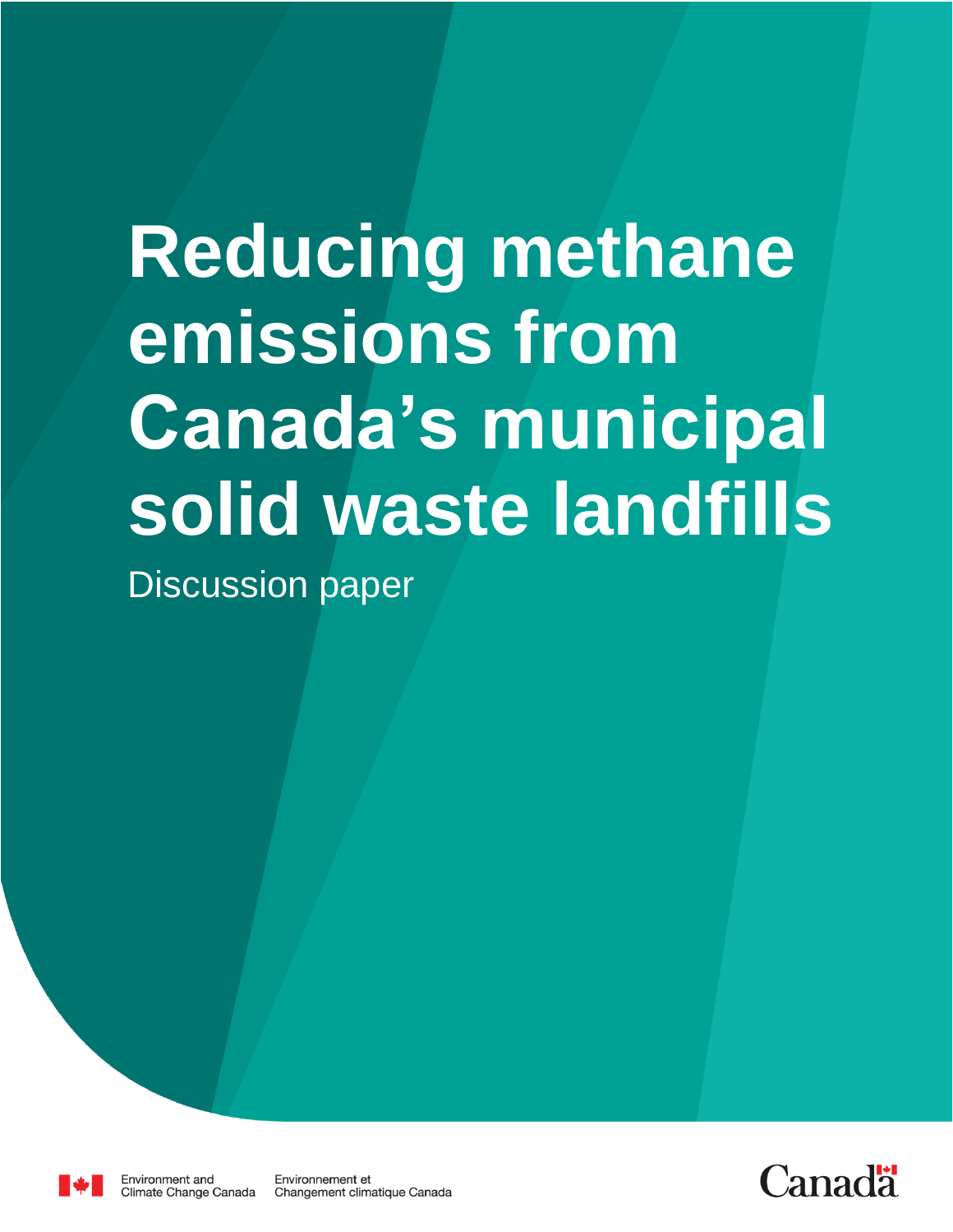# Reducing methane emissions from Canada's municipal solid waste landfills

Discussion paper

Environment and Climate Change Canada

Environnement et Changement climatique Canada

Canada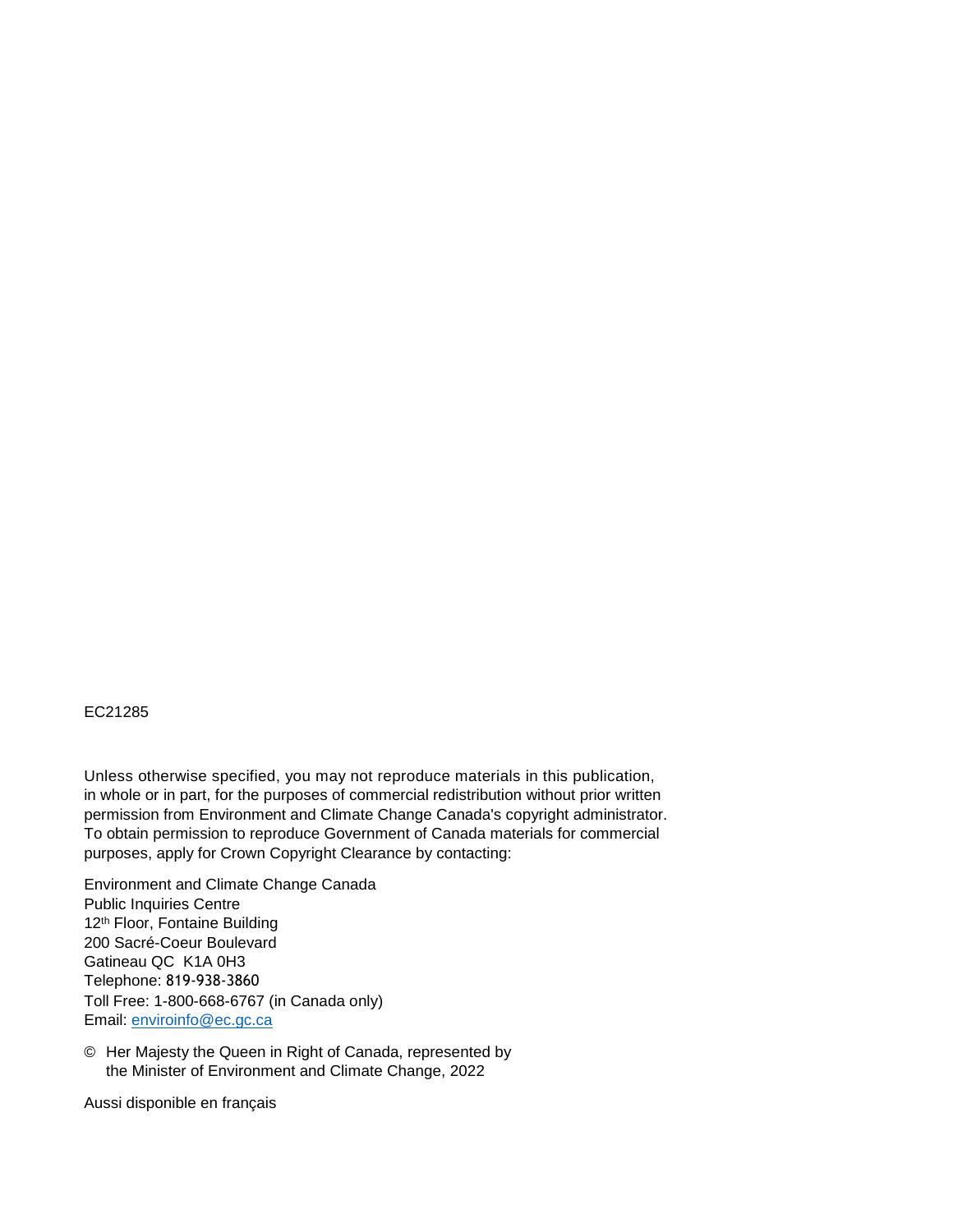EC21285

Unless otherwise specified, you may not reproduce materials in this publication, in whole or in part, for the purposes of commercial redistribution without prior written permission from Environment and Climate Change Canada's copyright administrator. To obtain permission to reproduce Government of Canada materials for commercial purposes, apply for Crown Copyright Clearance by contacting:

Environment and Climate Change Canada  
Public Inquiries Centre  
12th Floor, Fontaine Building  
200 Sacré-Coeur Boulevard  
Gatineau QC  K1A 0H3  
Telephone: 819-938-3860  
Toll Free: 1-800-668-6767 (in Canada only)  
Email: enviroinfo@ec.gc.ca

© Her Majesty the Queen in Right of Canada, represented by the Minister of Environment and Climate Change, 2022

Aussi disponible en français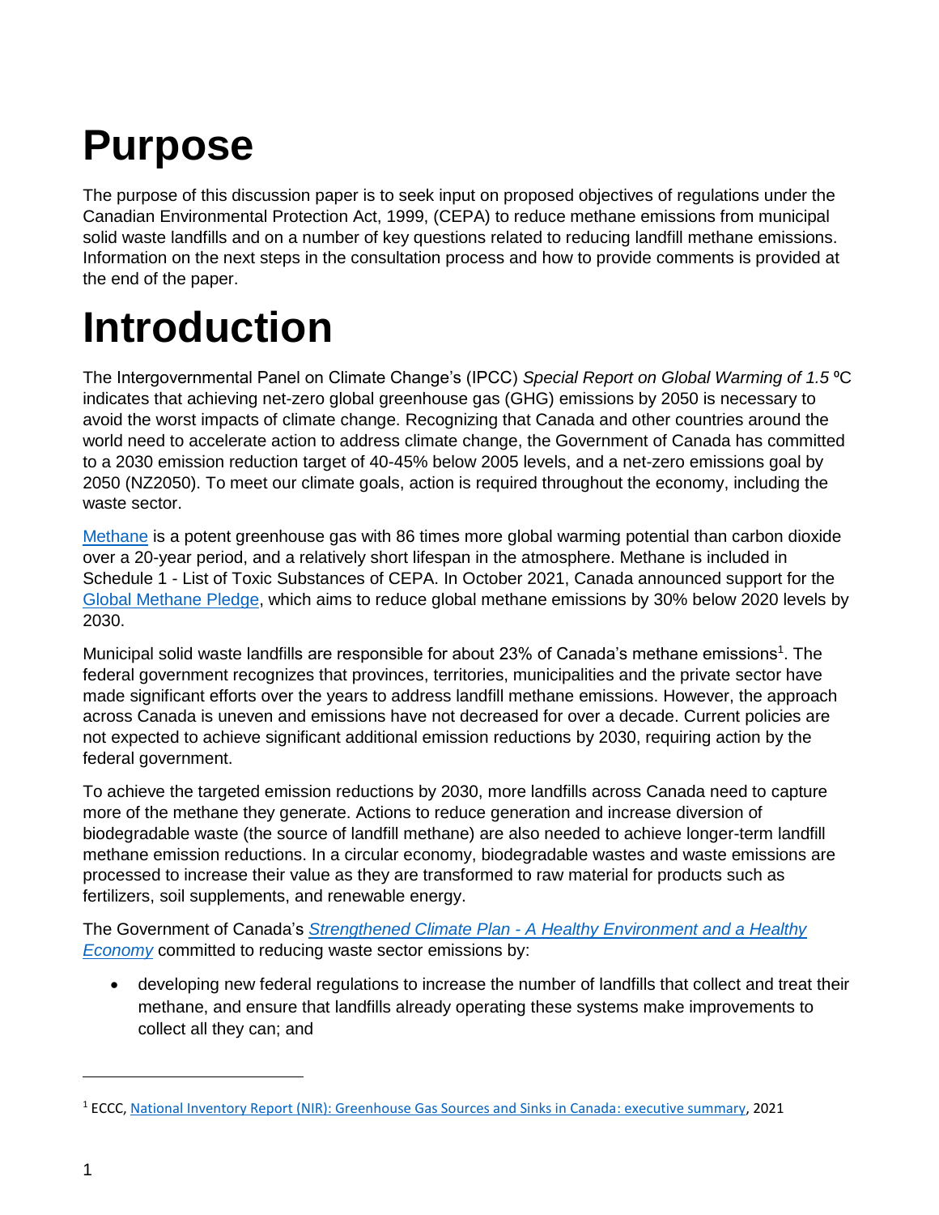# Purpose

The purpose of this discussion paper is to seek input on proposed objectives of regulations under the Canadian Environmental Protection Act, 1999, (CEPA) to reduce methane emissions from municipal solid waste landfills and on a number of key questions related to reducing landfill methane emissions. Information on the next steps in the consultation process and how to provide comments is provided at the end of the paper.

# Introduction

The Intergovernmental Panel on Climate Change's (IPCC) *Special Report on Global Warming of 1.5* ºC indicates that achieving net-zero global greenhouse gas (GHG) emissions by 2050 is necessary to avoid the worst impacts of climate change. Recognizing that Canada and other countries around the world need to accelerate action to address climate change, the Government of Canada has committed to a 2030 emission reduction target of 40-45% below 2005 levels, and a net-zero emissions goal by 2050 (NZ2050). To meet our climate goals, action is required throughout the economy, including the waste sector.

Methane is a potent greenhouse gas with 86 times more global warming potential than carbon dioxide over a 20-year period, and a relatively short lifespan in the atmosphere. Methane is included in Schedule 1 - List of Toxic Substances of CEPA. In October 2021, Canada announced support for the Global Methane Pledge, which aims to reduce global methane emissions by 30% below 2020 levels by 2030.

Municipal solid waste landfills are responsible for about 23% of Canada's methane emissions[1]. The federal government recognizes that provinces, territories, municipalities and the private sector have made significant efforts over the years to address landfill methane emissions. However, the approach across Canada is uneven and emissions have not decreased for over a decade. Current policies are not expected to achieve significant additional emission reductions by 2030, requiring action by the federal government.

To achieve the targeted emission reductions by 2030, more landfills across Canada need to capture more of the methane they generate. Actions to reduce generation and increase diversion of biodegradable waste (the source of landfill methane) are also needed to achieve longer-term landfill methane emission reductions. In a circular economy, biodegradable wastes and waste emissions are processed to increase their value as they are transformed to raw material for products such as fertilizers, soil supplements, and renewable energy.

The Government of Canada's *Strengthened Climate Plan - A Healthy Environment and a Healthy Economy* committed to reducing waste sector emissions by:

- developing new federal regulations to increase the number of landfills that collect and treat their methane, and ensure that landfills already operating these systems make improvements to collect all they can; and

[1] ECCC, National Inventory Report (NIR): Greenhouse Gas Sources and Sinks in Canada: executive summary, 2021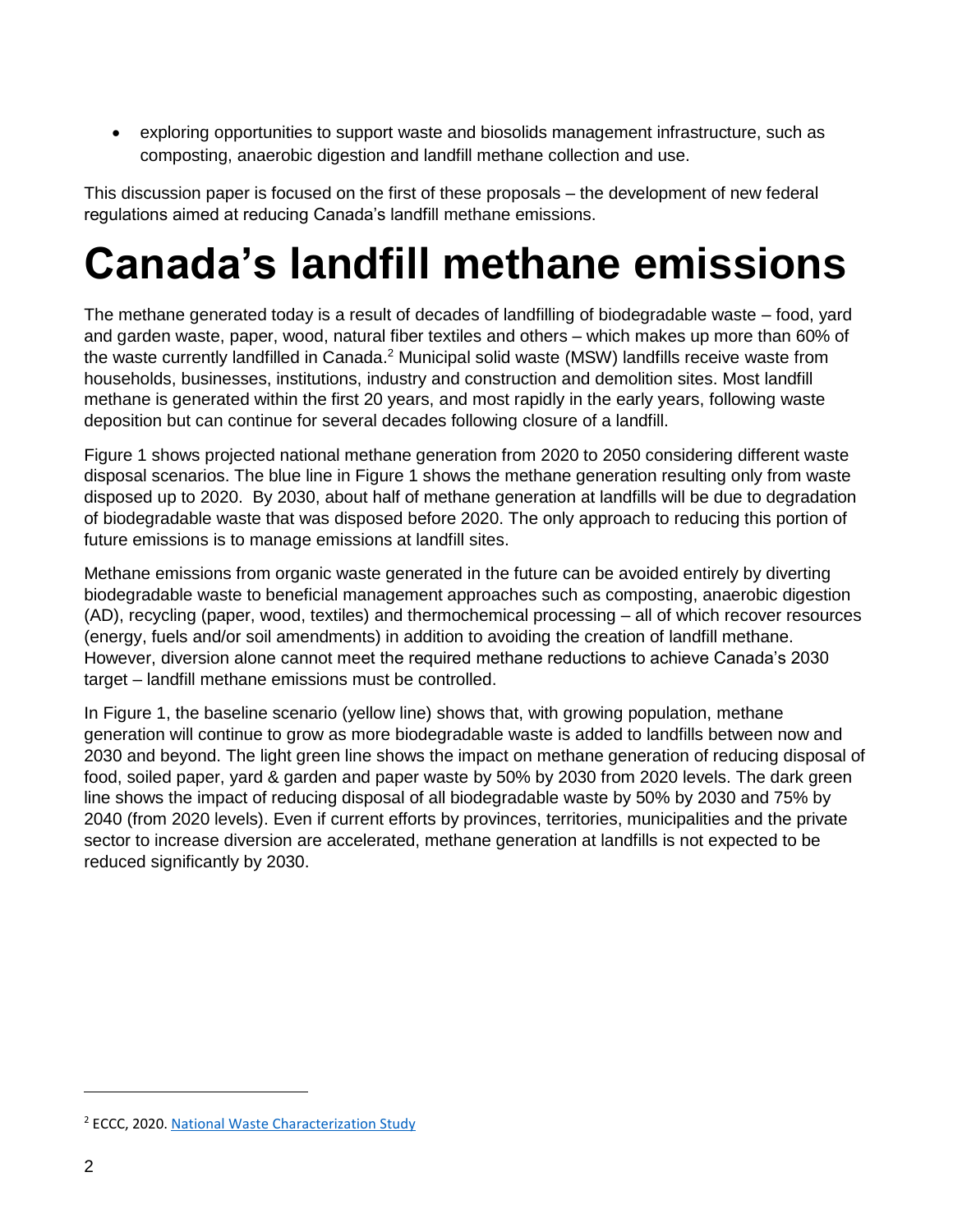- exploring opportunities to support waste and biosolids management infrastructure, such as composting, anaerobic digestion and landfill methane collection and use.

This discussion paper is focused on the first of these proposals – the development of new federal regulations aimed at reducing Canada's landfill methane emissions.

# Canada's landfill methane emissions

The methane generated today is a result of decades of landfilling of biodegradable waste – food, yard and garden waste, paper, wood, natural fiber textiles and others – which makes up more than 60% of the waste currently landfilled in Canada.[2] Municipal solid waste (MSW) landfills receive waste from households, businesses, institutions, industry and construction and demolition sites. Most landfill methane is generated within the first 20 years, and most rapidly in the early years, following waste deposition but can continue for several decades following closure of a landfill.

Figure 1 shows projected national methane generation from 2020 to 2050 considering different waste disposal scenarios. The blue line in Figure 1 shows the methane generation resulting only from waste disposed up to 2020. By 2030, about half of methane generation at landfills will be due to degradation of biodegradable waste that was disposed before 2020. The only approach to reducing this portion of future emissions is to manage emissions at landfill sites.

Methane emissions from organic waste generated in the future can be avoided entirely by diverting biodegradable waste to beneficial management approaches such as composting, anaerobic digestion (AD), recycling (paper, wood, textiles) and thermochemical processing – all of which recover resources (energy, fuels and/or soil amendments) in addition to avoiding the creation of landfill methane. However, diversion alone cannot meet the required methane reductions to achieve Canada's 2030 target – landfill methane emissions must be controlled.

In Figure 1, the baseline scenario (yellow line) shows that, with growing population, methane generation will continue to grow as more biodegradable waste is added to landfills between now and 2030 and beyond. The light green line shows the impact on methane generation of reducing disposal of food, soiled paper, yard & garden and paper waste by 50% by 2030 from 2020 levels. The dark green line shows the impact of reducing disposal of all biodegradable waste by 50% by 2030 and 75% by 2040 (from 2020 levels). Even if current efforts by provinces, territories, municipalities and the private sector to increase diversion are accelerated, methane generation at landfills is not expected to be reduced significantly by 2030.

---

[2] ECCC, 2020. National Waste Characterization Study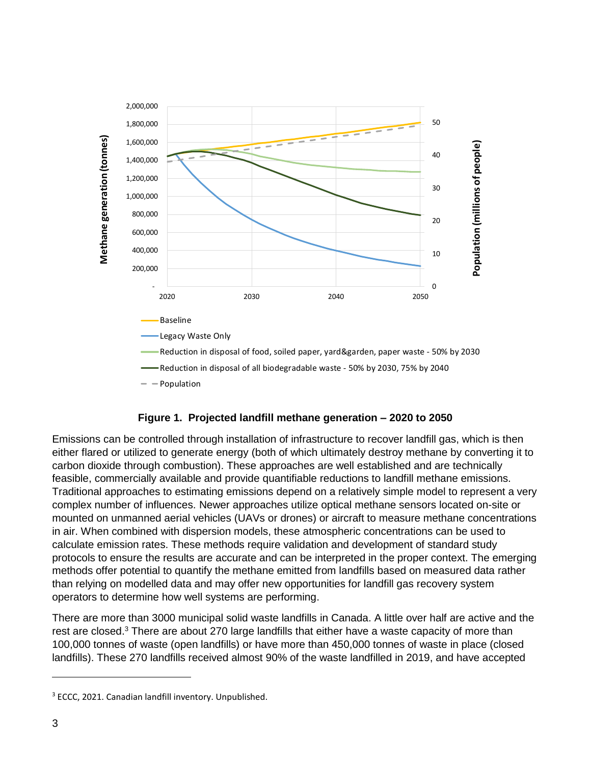Methane generation (tonnes)

2,000,000
1,800,000
1,600,000
1,400,000
1,200,000
1,000,000
800,000
600,000
400,000
200,000
-

Population (millions of people)

50
40
30
20
10
0

2020
2030
2040
2050

Baseline
Legacy Waste Only
Reduction in disposal of food, soiled paper, yard&garden, paper waste - 50% by 2030
Reduction in disposal of all biodegradable waste - 50% by 2030, 75% by 2040
Population

**Figure 1. Projected landfill methane generation – 2020 to 2050**

Emissions can be controlled through installation of infrastructure to recover landfill gas, which is then either flared or utilized to generate energy (both of which ultimately destroy methane by converting it to carbon dioxide through combustion). These approaches are well established and are technically feasible, commercially available and provide quantifiable reductions to landfill methane emissions. Traditional approaches to estimating emissions depend on a relatively simple model to represent a very complex number of influences. Newer approaches utilize optical methane sensors located on-site or mounted on unmanned aerial vehicles (UAVs or drones) or aircraft to measure methane concentrations in air. When combined with dispersion models, these atmospheric concentrations can be used to calculate emission rates. These methods require validation and development of standard study protocols to ensure the results are accurate and can be interpreted in the proper context. The emerging methods offer potential to quantify the methane emitted from landfills based on measured data rather than relying on modelled data and may offer new opportunities for landfill gas recovery system operators to determine how well systems are performing.

There are more than 3000 municipal solid waste landfills in Canada. A little over half are active and the rest are closed.[3] There are about 270 large landfills that either have a waste capacity of more than 100,000 tonnes of waste (open landfills) or have more than 450,000 tonnes of waste in place (closed landfills). These 270 landfills received almost 90% of the waste landfilled in 2019, and have accepted

[3] ECCC, 2021. Canadian landfill inventory. Unpublished.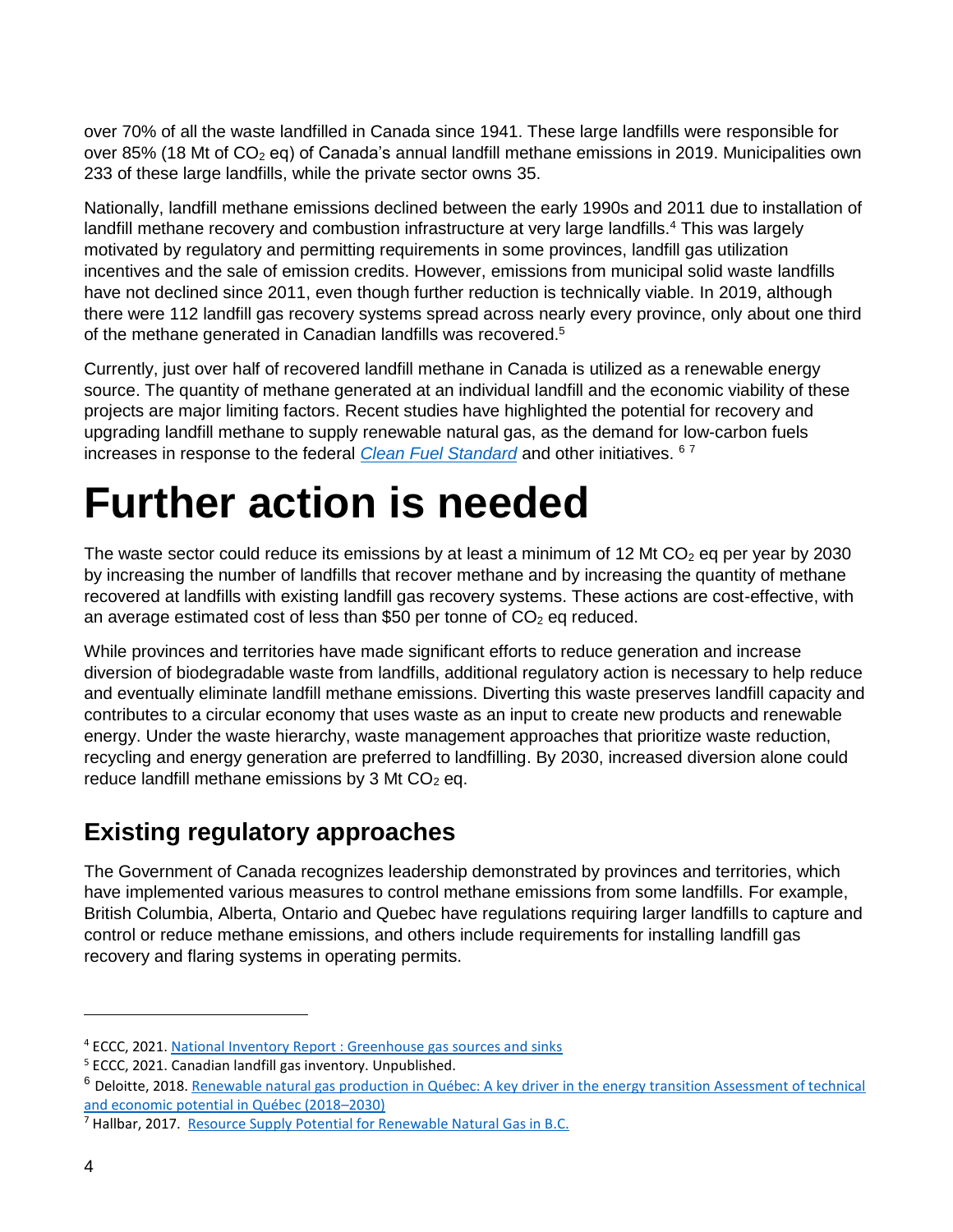over 70% of all the waste landfilled in Canada since 1941. These large landfills were responsible for over 85% (18 Mt of $CO_2$ eq) of Canada's annual landfill methane emissions in 2019. Municipalities own 233 of these large landfills, while the private sector owns 35.

Nationally, landfill methane emissions declined between the early 1990s and 2011 due to installation of landfill methane recovery and combustion infrastructure at very large landfills.[4] This was largely motivated by regulatory and permitting requirements in some provinces, landfill gas utilization incentives and the sale of emission credits. However, emissions from municipal solid waste landfills have not declined since 2011, even though further reduction is technically viable. In 2019, although there were 112 landfill gas recovery systems spread across nearly every province, only about one third of the methane generated in Canadian landfills was recovered.[5]

Currently, just over half of recovered landfill methane in Canada is utilized as a renewable energy source. The quantity of methane generated at an individual landfill and the economic viability of these projects are major limiting factors. Recent studies have highlighted the potential for recovery and upgrading landfill methane to supply renewable natural gas, as the demand for low-carbon fuels increases in response to the federal *Clean Fuel Standard* and other initiatives. [6] [7]

# Further action is needed

The waste sector could reduce its emissions by at least a minimum of 12 Mt $CO_2$ eq per year by 2030 by increasing the number of landfills that recover methane and by increasing the quantity of methane recovered at landfills with existing landfill gas recovery systems. These actions are cost-effective, with an average estimated cost of less than $50 per tonne of $CO_2$ eq reduced.

While provinces and territories have made significant efforts to reduce generation and increase diversion of biodegradable waste from landfills, additional regulatory action is necessary to help reduce and eventually eliminate landfill methane emissions. Diverting this waste preserves landfill capacity and contributes to a circular economy that uses waste as an input to create new products and renewable energy. Under the waste hierarchy, waste management approaches that prioritize waste reduction, recycling and energy generation are preferred to landfilling. By 2030, increased diversion alone could reduce landfill methane emissions by 3 Mt $CO_2$ eq.

## Existing regulatory approaches

The Government of Canada recognizes leadership demonstrated by provinces and territories, which have implemented various measures to control methane emissions from some landfills. For example, British Columbia, Alberta, Ontario and Quebec have regulations requiring larger landfills to capture and control or reduce methane emissions, and others include requirements for installing landfill gas recovery and flaring systems in operating permits.

---

[4] ECCC, 2021. National Inventory Report : Greenhouse gas sources and sinks

[5] ECCC, 2021. Canadian landfill gas inventory. Unpublished.

[6] Deloitte, 2018. Renewable natural gas production in Québec: A key driver in the energy transition Assessment of technical and economic potential in Québec (2018–2030)

[7] Hallbar, 2017. Resource Supply Potential for Renewable Natural Gas in B.C.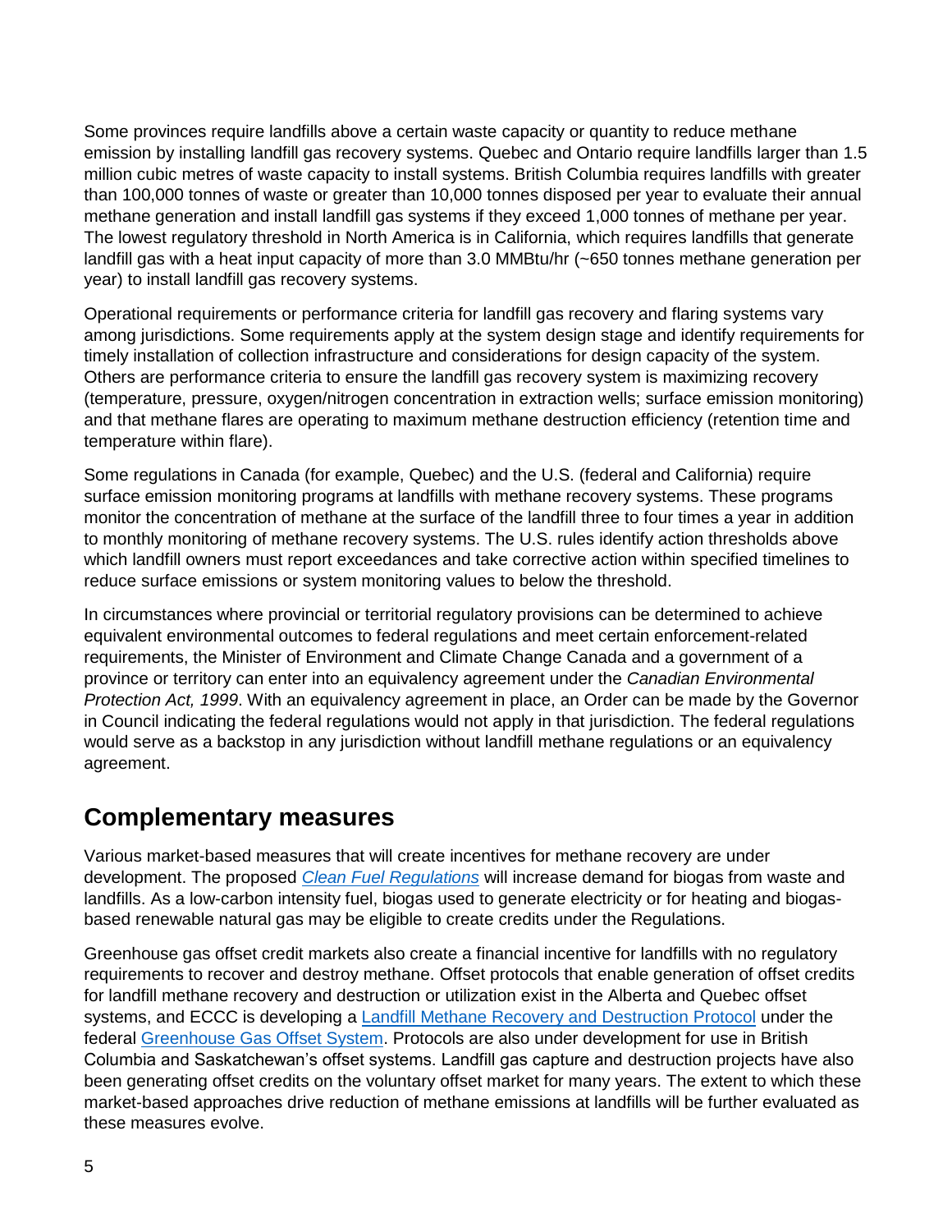Some provinces require landfills above a certain waste capacity or quantity to reduce methane emission by installing landfill gas recovery systems. Quebec and Ontario require landfills larger than 1.5 million cubic metres of waste capacity to install systems. British Columbia requires landfills with greater than 100,000 tonnes of waste or greater than 10,000 tonnes disposed per year to evaluate their annual methane generation and install landfill gas systems if they exceed 1,000 tonnes of methane per year. The lowest regulatory threshold in North America is in California, which requires landfills that generate landfill gas with a heat input capacity of more than 3.0 MMBtu/hr (~650 tonnes methane generation per year) to install landfill gas recovery systems.

Operational requirements or performance criteria for landfill gas recovery and flaring systems vary among jurisdictions. Some requirements apply at the system design stage and identify requirements for timely installation of collection infrastructure and considerations for design capacity of the system. Others are performance criteria to ensure the landfill gas recovery system is maximizing recovery (temperature, pressure, oxygen/nitrogen concentration in extraction wells; surface emission monitoring) and that methane flares are operating to maximum methane destruction efficiency (retention time and temperature within flare).

Some regulations in Canada (for example, Quebec) and the U.S. (federal and California) require surface emission monitoring programs at landfills with methane recovery systems. These programs monitor the concentration of methane at the surface of the landfill three to four times a year in addition to monthly monitoring of methane recovery systems. The U.S. rules identify action thresholds above which landfill owners must report exceedances and take corrective action within specified timelines to reduce surface emissions or system monitoring values to below the threshold.

In circumstances where provincial or territorial regulatory provisions can be determined to achieve equivalent environmental outcomes to federal regulations and meet certain enforcement-related requirements, the Minister of Environment and Climate Change Canada and a government of a province or territory can enter into an equivalency agreement under the *Canadian Environmental Protection Act, 1999*. With an equivalency agreement in place, an Order can be made by the Governor in Council indicating the federal regulations would not apply in that jurisdiction. The federal regulations would serve as a backstop in any jurisdiction without landfill methane regulations or an equivalency agreement.

## Complementary measures

Various market-based measures that will create incentives for methane recovery are under development. The proposed *Clean Fuel Regulations* will increase demand for biogas from waste and landfills. As a low-carbon intensity fuel, biogas used to generate electricity or for heating and biogas-based renewable natural gas may be eligible to create credits under the Regulations.

Greenhouse gas offset credit markets also create a financial incentive for landfills with no regulatory requirements to recover and destroy methane. Offset protocols that enable generation of offset credits for landfill methane recovery and destruction or utilization exist in the Alberta and Quebec offset systems, and ECCC is developing a Landfill Methane Recovery and Destruction Protocol under the federal Greenhouse Gas Offset System. Protocols are also under development for use in British Columbia and Saskatchewan's offset systems. Landfill gas capture and destruction projects have also been generating offset credits on the voluntary offset market for many years. The extent to which these market-based approaches drive reduction of methane emissions at landfills will be further evaluated as these measures evolve.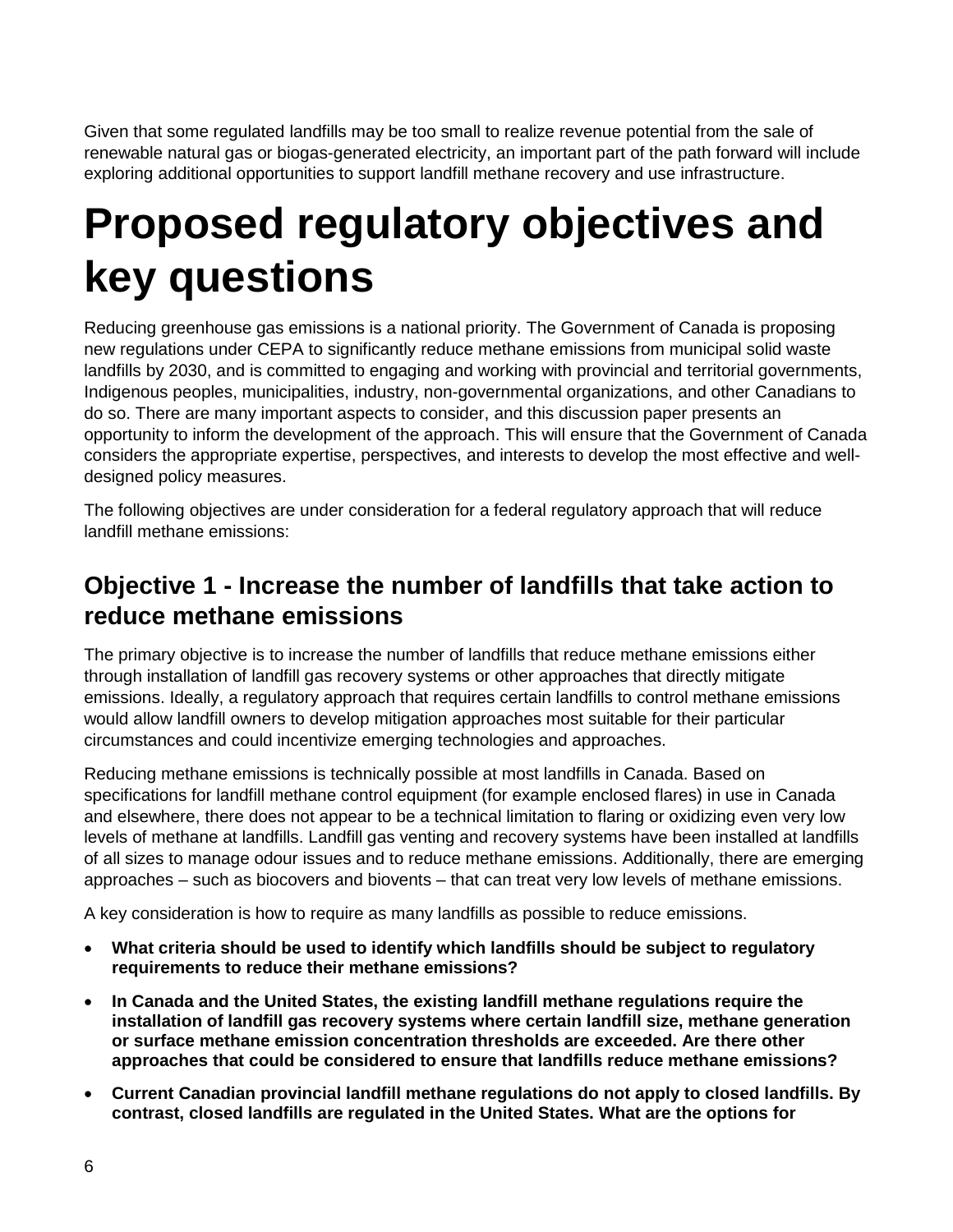Given that some regulated landfills may be too small to realize revenue potential from the sale of renewable natural gas or biogas-generated electricity, an important part of the path forward will include exploring additional opportunities to support landfill methane recovery and use infrastructure.

# Proposed regulatory objectives and key questions

Reducing greenhouse gas emissions is a national priority. The Government of Canada is proposing new regulations under CEPA to significantly reduce methane emissions from municipal solid waste landfills by 2030, and is committed to engaging and working with provincial and territorial governments, Indigenous peoples, municipalities, industry, non-governmental organizations, and other Canadians to do so. There are many important aspects to consider, and this discussion paper presents an opportunity to inform the development of the approach. This will ensure that the Government of Canada considers the appropriate expertise, perspectives, and interests to develop the most effective and well-designed policy measures.

The following objectives are under consideration for a federal regulatory approach that will reduce landfill methane emissions:

## Objective 1 - Increase the number of landfills that take action to reduce methane emissions

The primary objective is to increase the number of landfills that reduce methane emissions either through installation of landfill gas recovery systems or other approaches that directly mitigate emissions. Ideally, a regulatory approach that requires certain landfills to control methane emissions would allow landfill owners to develop mitigation approaches most suitable for their particular circumstances and could incentivize emerging technologies and approaches.

Reducing methane emissions is technically possible at most landfills in Canada. Based on specifications for landfill methane control equipment (for example enclosed flares) in use in Canada and elsewhere, there does not appear to be a technical limitation to flaring or oxidizing even very low levels of methane at landfills. Landfill gas venting and recovery systems have been installed at landfills of all sizes to manage odour issues and to reduce methane emissions. Additionally, there are emerging approaches – such as biocovers and biovents – that can treat very low levels of methane emissions.

A key consideration is how to require as many landfills as possible to reduce emissions.

- **What criteria should be used to identify which landfills should be subject to regulatory requirements to reduce their methane emissions?**
- **In Canada and the United States, the existing landfill methane regulations require the installation of landfill gas recovery systems where certain landfill size, methane generation or surface methane emission concentration thresholds are exceeded. Are there other approaches that could be considered to ensure that landfills reduce methane emissions?**
- **Current Canadian provincial landfill methane regulations do not apply to closed landfills. By contrast, closed landfills are regulated in the United States. What are the options for**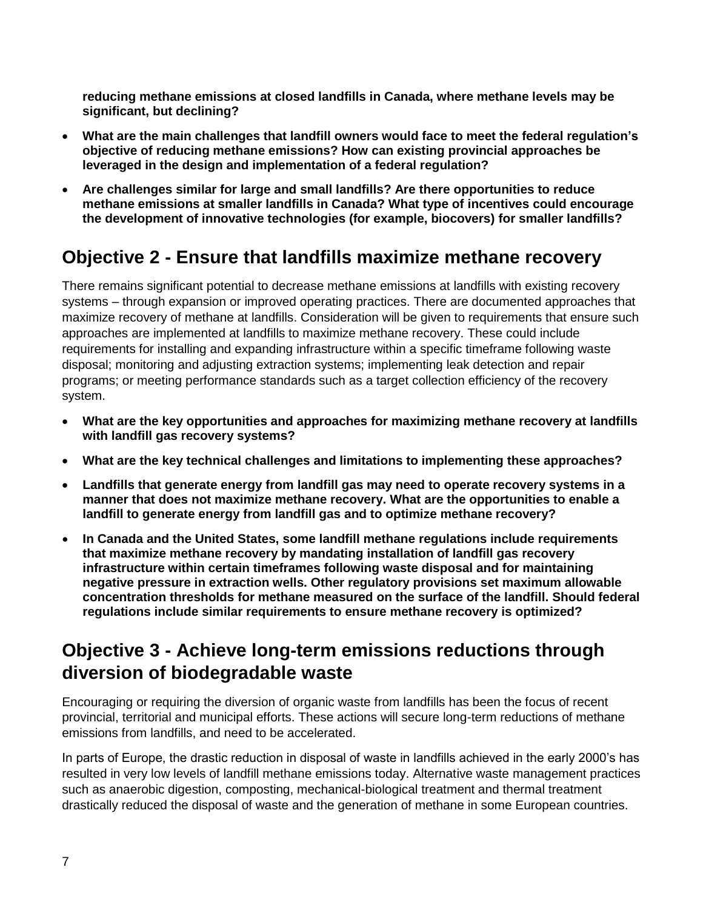**reducing methane emissions at closed landfills in Canada, where methane levels may be significant, but declining?**

- **What are the main challenges that landfill owners would face to meet the federal regulation's objective of reducing methane emissions? How can existing provincial approaches be leveraged in the design and implementation of a federal regulation?**
- **Are challenges similar for large and small landfills? Are there opportunities to reduce methane emissions at smaller landfills in Canada? What type of incentives could encourage the development of innovative technologies (for example, biocovers) for smaller landfills?**

## Objective 2 - Ensure that landfills maximize methane recovery

There remains significant potential to decrease methane emissions at landfills with existing recovery systems – through expansion or improved operating practices. There are documented approaches that maximize recovery of methane at landfills. Consideration will be given to requirements that ensure such approaches are implemented at landfills to maximize methane recovery. These could include requirements for installing and expanding infrastructure within a specific timeframe following waste disposal; monitoring and adjusting extraction systems; implementing leak detection and repair programs; or meeting performance standards such as a target collection efficiency of the recovery system.

- **What are the key opportunities and approaches for maximizing methane recovery at landfills with landfill gas recovery systems?**
- **What are the key technical challenges and limitations to implementing these approaches?**
- **Landfills that generate energy from landfill gas may need to operate recovery systems in a manner that does not maximize methane recovery. What are the opportunities to enable a landfill to generate energy from landfill gas and to optimize methane recovery?**
- **In Canada and the United States, some landfill methane regulations include requirements that maximize methane recovery by mandating installation of landfill gas recovery infrastructure within certain timeframes following waste disposal and for maintaining negative pressure in extraction wells. Other regulatory provisions set maximum allowable concentration thresholds for methane measured on the surface of the landfill. Should federal regulations include similar requirements to ensure methane recovery is optimized?**

## Objective 3 - Achieve long-term emissions reductions through diversion of biodegradable waste

Encouraging or requiring the diversion of organic waste from landfills has been the focus of recent provincial, territorial and municipal efforts. These actions will secure long-term reductions of methane emissions from landfills, and need to be accelerated.

In parts of Europe, the drastic reduction in disposal of waste in landfills achieved in the early 2000's has resulted in very low levels of landfill methane emissions today. Alternative waste management practices such as anaerobic digestion, composting, mechanical-biological treatment and thermal treatment drastically reduced the disposal of waste and the generation of methane in some European countries.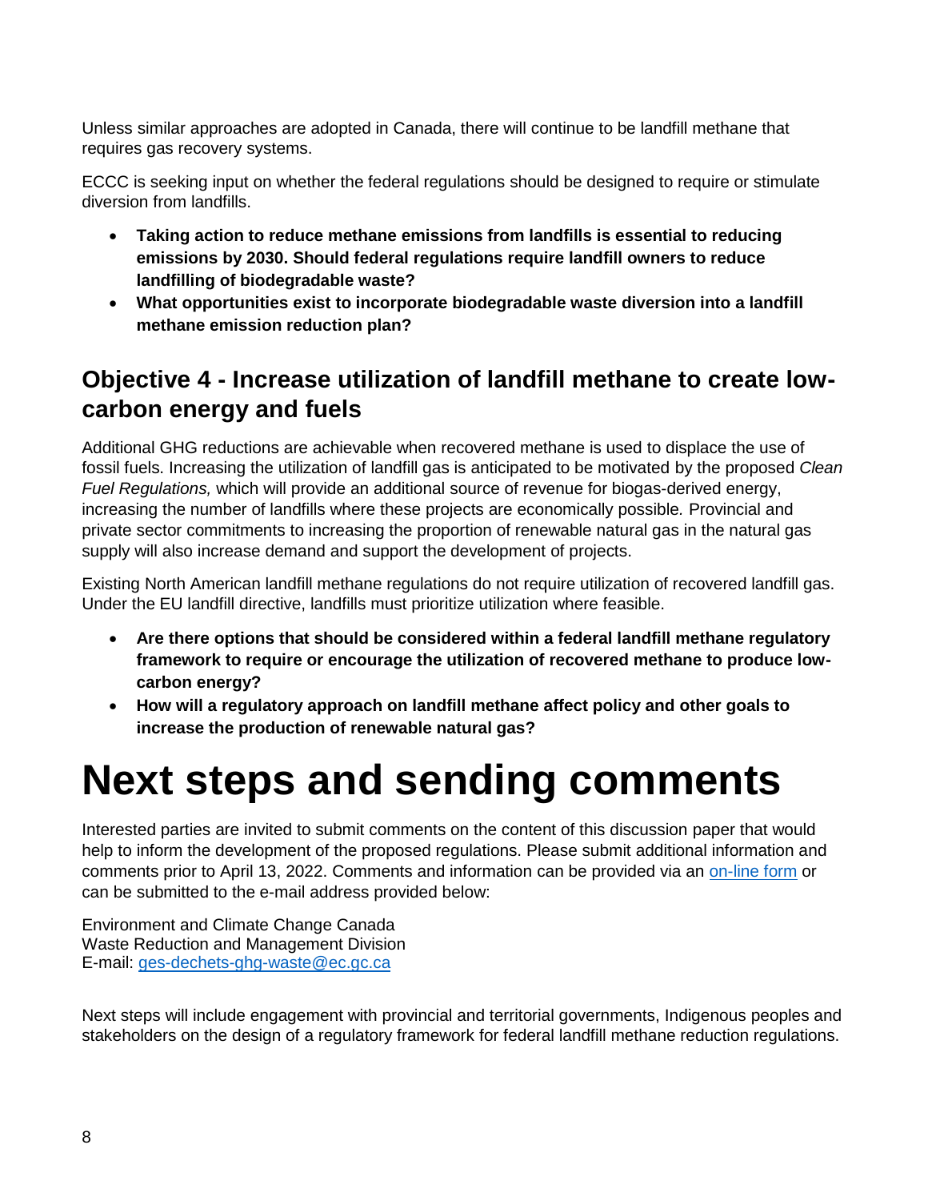Unless similar approaches are adopted in Canada, there will continue to be landfill methane that requires gas recovery systems.

ECCC is seeking input on whether the federal regulations should be designed to require or stimulate diversion from landfills.

- **Taking action to reduce methane emissions from landfills is essential to reducing emissions by 2030. Should federal regulations require landfill owners to reduce landfilling of biodegradable waste?**
- **What opportunities exist to incorporate biodegradable waste diversion into a landfill methane emission reduction plan?**

## Objective 4 - Increase utilization of landfill methane to create low-carbon energy and fuels

Additional GHG reductions are achievable when recovered methane is used to displace the use of fossil fuels. Increasing the utilization of landfill gas is anticipated to be motivated by the proposed *Clean Fuel Regulations,* which will provide an additional source of revenue for biogas-derived energy, increasing the number of landfills where these projects are economically possible. Provincial and private sector commitments to increasing the proportion of renewable natural gas in the natural gas supply will also increase demand and support the development of projects.

Existing North American landfill methane regulations do not require utilization of recovered landfill gas. Under the EU landfill directive, landfills must prioritize utilization where feasible.

- **Are there options that should be considered within a federal landfill methane regulatory framework to require or encourage the utilization of recovered methane to produce low-carbon energy?**
- **How will a regulatory approach on landfill methane affect policy and other goals to increase the production of renewable natural gas?**

# Next steps and sending comments

Interested parties are invited to submit comments on the content of this discussion paper that would help to inform the development of the proposed regulations. Please submit additional information and comments prior to April 13, 2022. Comments and information can be provided via an [on-line form]() or can be submitted to the e-mail address provided below:

Environment and Climate Change Canada
Waste Reduction and Management Division
E-mail: [ges-dechets-ghg-waste@ec.gc.ca](mailto:ges-dechets-ghg-waste@ec.gc.ca)

Next steps will include engagement with provincial and territorial governments, Indigenous peoples and stakeholders on the design of a regulatory framework for federal landfill methane reduction regulations.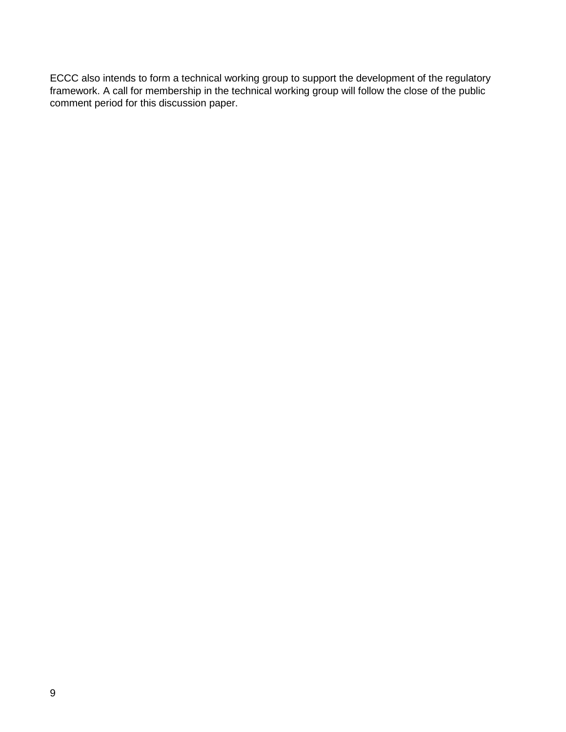ECCC also intends to form a technical working group to support the development of the regulatory framework. A call for membership in the technical working group will follow the close of the public comment period for this discussion paper.